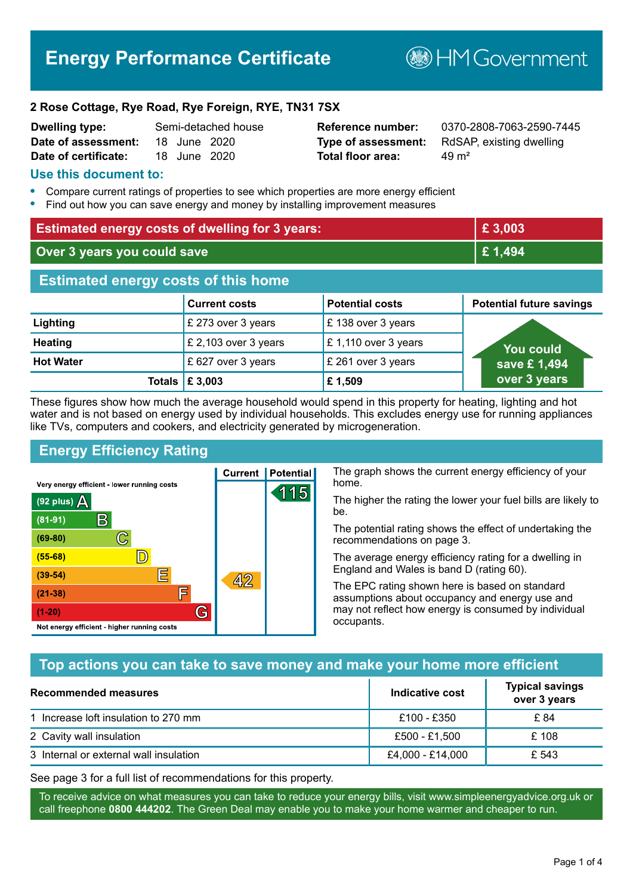# Energy Performance Certificate

HM Government

**2 Rose Cottage, Rye Road, Rye Foreign, RYE, TN31 7SX**

| | | | |
|---|---|---|---|
| **Dwelling type:** | Semi-detached house | **Reference number:** | 0370-2808-7063-2590-7445 |
| **Date of assessment:** | 18 June 2020 | **Type of assessment:** | RdSAP, existing dwelling |
| **Date of certificate:** | 18 June 2020 | **Total floor area:** | 49 m² |

## Use this document to:

- Compare current ratings of properties to see which properties are more energy efficient
- Find out how you can save energy and money by installing improvement measures

| | |
|---|---|
| **Estimated energy costs of dwelling for 3 years:** | **£ 3,003** |
| **Over 3 years you could save** | **£ 1,494** |

## Estimated energy costs of this home

| | Current costs | Potential costs | Potential future savings |
|---|---|---|---|
| **Lighting** | £ 273 over 3 years | £ 138 over 3 years | You could save £ 1,494 over 3 years |
| **Heating** | £ 2,103 over 3 years | £ 1,110 over 3 years | |
| **Hot Water** | £ 627 over 3 years | £ 261 over 3 years | |
| **Totals** | **£ 3,003** | **£ 1,509** | |

These figures show how much the average household would spend in this property for heating, lighting and hot water and is not based on energy used by individual households. This excludes energy use for running appliances like TVs, computers and cookers, and electricity generated by microgeneration.

## Energy Efficiency Rating

| Rating band | Current | Potential |
|---|---|---|
| Very energy efficient - lower running costs | | |
| (92 plus) A | | 115 |
| (81-91) B | | |
| (69-80) C | | |
| (55-68) D | | |
| (39-54) E | 42 | |
| (21-38) F | | |
| (1-20) G | | |
| Not energy efficient - higher running costs | | |

The graph shows the current energy efficiency of your home.

The higher the rating the lower your fuel bills are likely to be.

The potential rating shows the effect of undertaking the recommendations on page 3.

The average energy efficiency rating for a dwelling in England and Wales is band D (rating 60).

The EPC rating shown here is based on standard assumptions about occupancy and energy use and may not reflect how energy is consumed by individual occupants.

## Top actions you can take to save money and make your home more efficient

| Recommended measures | Indicative cost | Typical savings over 3 years |
|---|---|---|
| 1 Increase loft insulation to 270 mm | £100 - £350 | £ 84 |
| 2 Cavity wall insulation | £500 - £1,500 | £ 108 |
| 3 Internal or external wall insulation | £4,000 - £14,000 | £ 543 |

See page 3 for a full list of recommendations for this property.

To receive advice on what measures you can take to reduce your energy bills, visit www.simpleenergyadvice.org.uk or call freephone **0800 444202**. The Green Deal may enable you to make your home warmer and cheaper to run.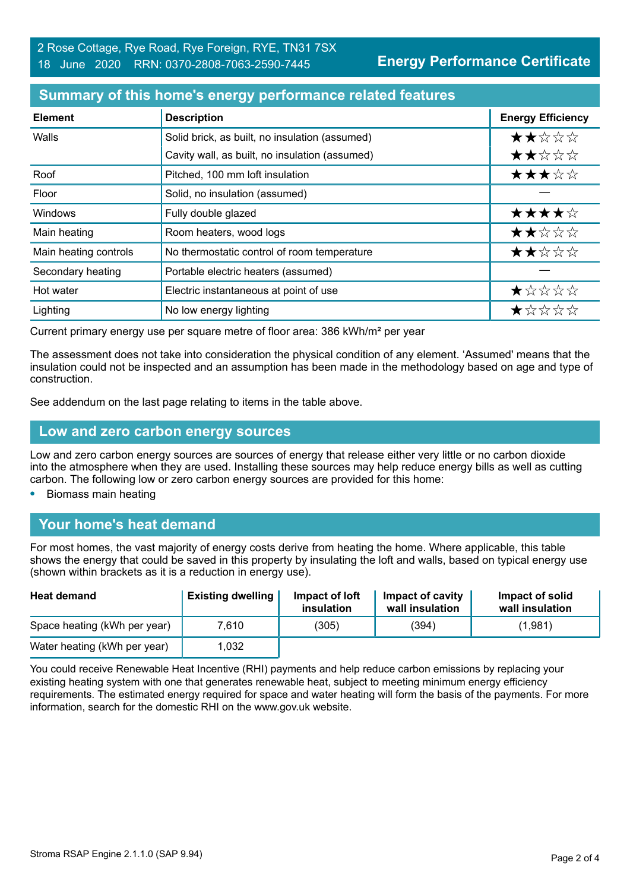2 Rose Cottage, Rye Road, Rye Foreign, RYE, TN31 7SX
18 June 2020 RRN: 0370-2808-7063-2590-7445

**Energy Performance Certificate**

## Summary of this home's energy performance related features

| Element | Description | Energy Efficiency |
|---|---|---|
| Walls | Solid brick, as built, no insulation (assumed) | ★★☆☆☆ |
| | Cavity wall, as built, no insulation (assumed) | ★★☆☆☆ |
| Roof | Pitched, 100 mm loft insulation | ★★★☆☆ |
| Floor | Solid, no insulation (assumed) | — |
| Windows | Fully double glazed | ★★★★☆ |
| Main heating | Room heaters, wood logs | ★★☆☆☆ |
| Main heating controls | No thermostatic control of room temperature | ★★☆☆☆ |
| Secondary heating | Portable electric heaters (assumed) | — |
| Hot water | Electric instantaneous at point of use | ★☆☆☆☆ |
| Lighting | No low energy lighting | ★☆☆☆☆ |

Current primary energy use per square metre of floor area: 386 kWh/m² per year

The assessment does not take into consideration the physical condition of any element. 'Assumed' means that the insulation could not be inspected and an assumption has been made in the methodology based on age and type of construction.

See addendum on the last page relating to items in the table above.

## Low and zero carbon energy sources

Low and zero carbon energy sources are sources of energy that release either very little or no carbon dioxide into the atmosphere when they are used. Installing these sources may help reduce energy bills as well as cutting carbon. The following low or zero carbon energy sources are provided for this home:

- Biomass main heating

## Your home's heat demand

For most homes, the vast majority of energy costs derive from heating the home. Where applicable, this table shows the energy that could be saved in this property by insulating the loft and walls, based on typical energy use (shown within brackets as it is a reduction in energy use).

| Heat demand | Existing dwelling | Impact of loft insulation | Impact of cavity wall insulation | Impact of solid wall insulation |
|---|---|---|---|---|
| Space heating (kWh per year) | 7,610 | (305) | (394) | (1,981) |
| Water heating (kWh per year) | 1,032 | | | |

You could receive Renewable Heat Incentive (RHI) payments and help reduce carbon emissions by replacing your existing heating system with one that generates renewable heat, subject to meeting minimum energy efficiency requirements. The estimated energy required for space and water heating will form the basis of the payments. For more information, search for the domestic RHI on the www.gov.uk website.

Stroma RSAP Engine 2.1.1.0 (SAP 9.94)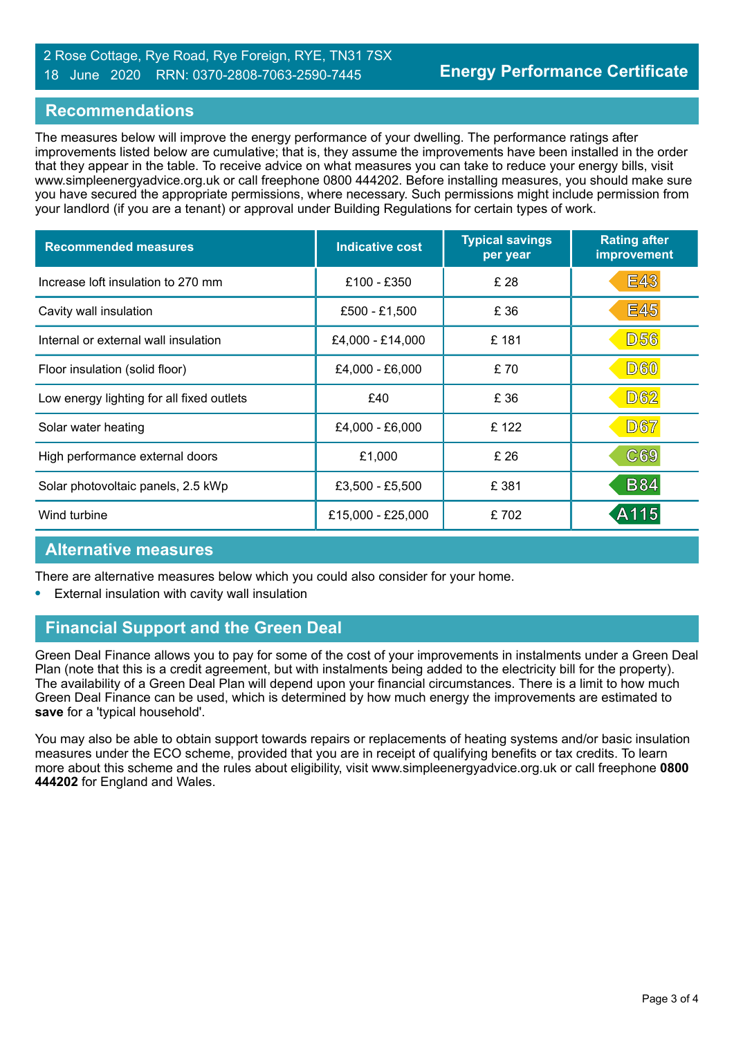2 Rose Cottage, Rye Road, Rye Foreign, RYE, TN31 7SX
18 June 2020 RRN: 0370-2808-7063-2590-7445

**Energy Performance Certificate**

## Recommendations

The measures below will improve the energy performance of your dwelling. The performance ratings after improvements listed below are cumulative; that is, they assume the improvements have been installed in the order that they appear in the table. To receive advice on what measures you can take to reduce your energy bills, visit www.simpleenergyadvice.org.uk or call freephone 0800 444202. Before installing measures, you should make sure you have secured the appropriate permissions, where necessary. Such permissions might include permission from your landlord (if you are a tenant) or approval under Building Regulations for certain types of work.

| Recommended measures | Indicative cost | Typical savings per year | Rating after improvement |
|---|---|---|---|
| Increase loft insulation to 270 mm | £100 - £350 | £ 28 | E43 |
| Cavity wall insulation | £500 - £1,500 | £ 36 | E45 |
| Internal or external wall insulation | £4,000 - £14,000 | £ 181 | D56 |
| Floor insulation (solid floor) | £4,000 - £6,000 | £ 70 | D60 |
| Low energy lighting for all fixed outlets | £40 | £ 36 | D62 |
| Solar water heating | £4,000 - £6,000 | £ 122 | D67 |
| High performance external doors | £1,000 | £ 26 | C69 |
| Solar photovoltaic panels, 2.5 kWp | £3,500 - £5,500 | £ 381 | B84 |
| Wind turbine | £15,000 - £25,000 | £ 702 | A115 |

## Alternative measures

There are alternative measures below which you could also consider for your home.

- External insulation with cavity wall insulation

## Financial Support and the Green Deal

Green Deal Finance allows you to pay for some of the cost of your improvements in instalments under a Green Deal Plan (note that this is a credit agreement, but with instalments being added to the electricity bill for the property). The availability of a Green Deal Plan will depend upon your financial circumstances. There is a limit to how much Green Deal Finance can be used, which is determined by how much energy the improvements are estimated to **save** for a 'typical household'.

You may also be able to obtain support towards repairs or replacements of heating systems and/or basic insulation measures under the ECO scheme, provided that you are in receipt of qualifying benefits or tax credits. To learn more about this scheme and the rules about eligibility, visit www.simpleenergyadvice.org.uk or call freephone **0800 444202** for England and Wales.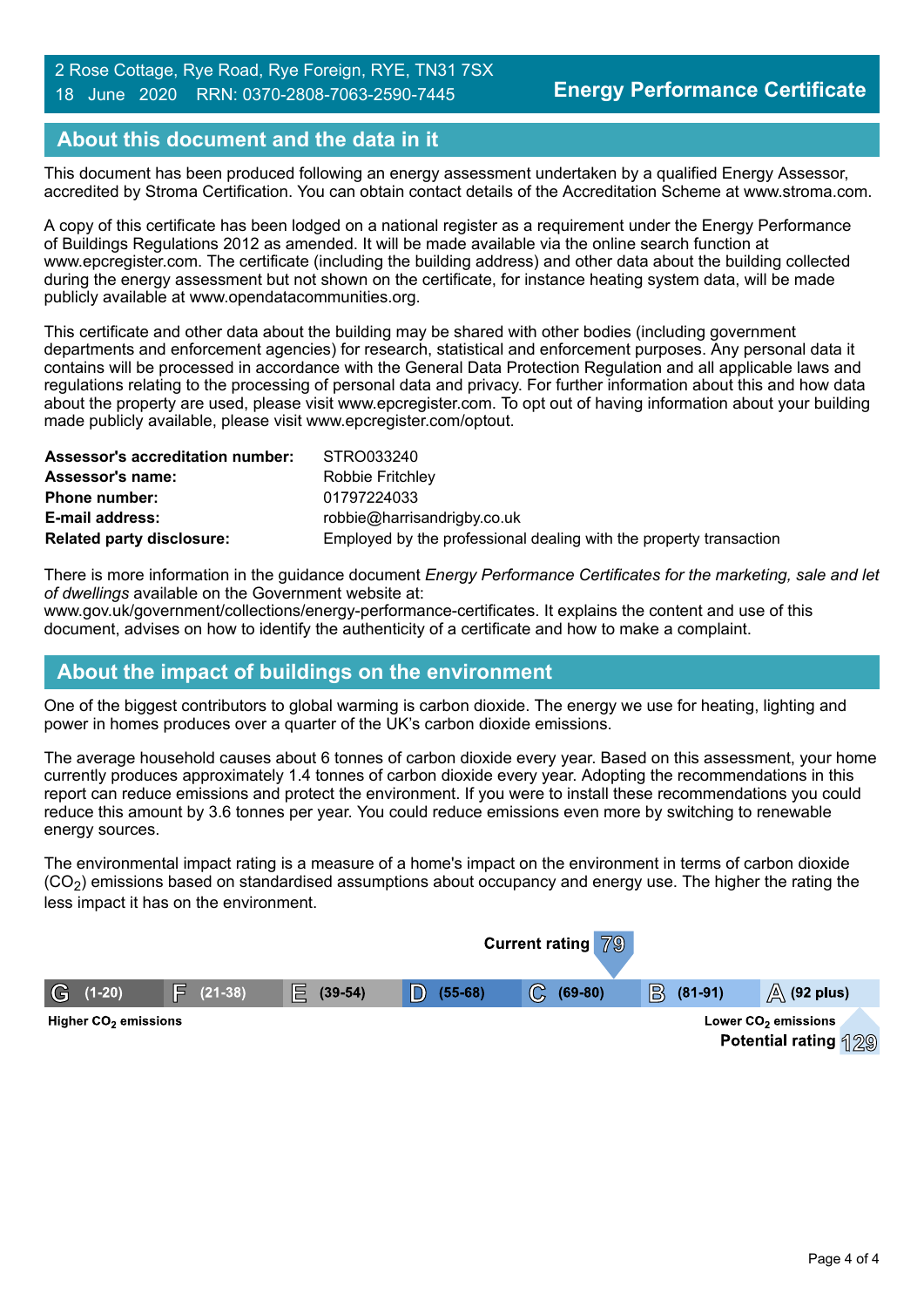2 Rose Cottage, Rye Road, Rye Foreign, RYE, TN31 7SX
18 June 2020 RRN: 0370-2808-7063-2590-7445

**Energy Performance Certificate**

## About this document and the data in it

This document has been produced following an energy assessment undertaken by a qualified Energy Assessor, accredited by Stroma Certification. You can obtain contact details of the Accreditation Scheme at www.stroma.com.

A copy of this certificate has been lodged on a national register as a requirement under the Energy Performance of Buildings Regulations 2012 as amended. It will be made available via the online search function at www.epcregister.com. The certificate (including the building address) and other data about the building collected during the energy assessment but not shown on the certificate, for instance heating system data, will be made publicly available at www.opendatacommunities.org.

This certificate and other data about the building may be shared with other bodies (including government departments and enforcement agencies) for research, statistical and enforcement purposes. Any personal data it contains will be processed in accordance with the General Data Protection Regulation and all applicable laws and regulations relating to the processing of personal data and privacy. For further information about this and how data about the property are used, please visit www.epcregister.com. To opt out of having information about your building made publicly available, please visit www.epcregister.com/optout.

| | |
|---|---|
| **Assessor's accreditation number:** | STRO033240 |
| **Assessor's name:** | Robbie Fritchley |
| **Phone number:** | 01797224033 |
| **E-mail address:** | robbie@harrisandrigby.co.uk |
| **Related party disclosure:** | Employed by the professional dealing with the property transaction |

There is more information in the guidance document *Energy Performance Certificates for the marketing, sale and let of dwellings* available on the Government website at: www.gov.uk/government/collections/energy-performance-certificates. It explains the content and use of this document, advises on how to identify the authenticity of a certificate and how to make a complaint.

## About the impact of buildings on the environment

One of the biggest contributors to global warming is carbon dioxide. The energy we use for heating, lighting and power in homes produces over a quarter of the UK's carbon dioxide emissions.

The average household causes about 6 tonnes of carbon dioxide every year. Based on this assessment, your home currently produces approximately 1.4 tonnes of carbon dioxide every year. Adopting the recommendations in this report can reduce emissions and protect the environment. If you were to install these recommendations you could reduce this amount by 3.6 tonnes per year. You could reduce emissions even more by switching to renewable energy sources.

The environmental impact rating is a measure of a home's impact on the environment in terms of carbon dioxide ($CO_2$) emissions based on standardised assumptions about occupancy and energy use. The higher the rating the less impact it has on the environment.

Current rating 79

G (1-20)
F (21-38)
E (39-54)
D (55-68)
C (69-80)
B (81-91)
A (92 plus)

Higher $CO_2$ emissions

Lower $CO_2$ emissions

Potential rating 129